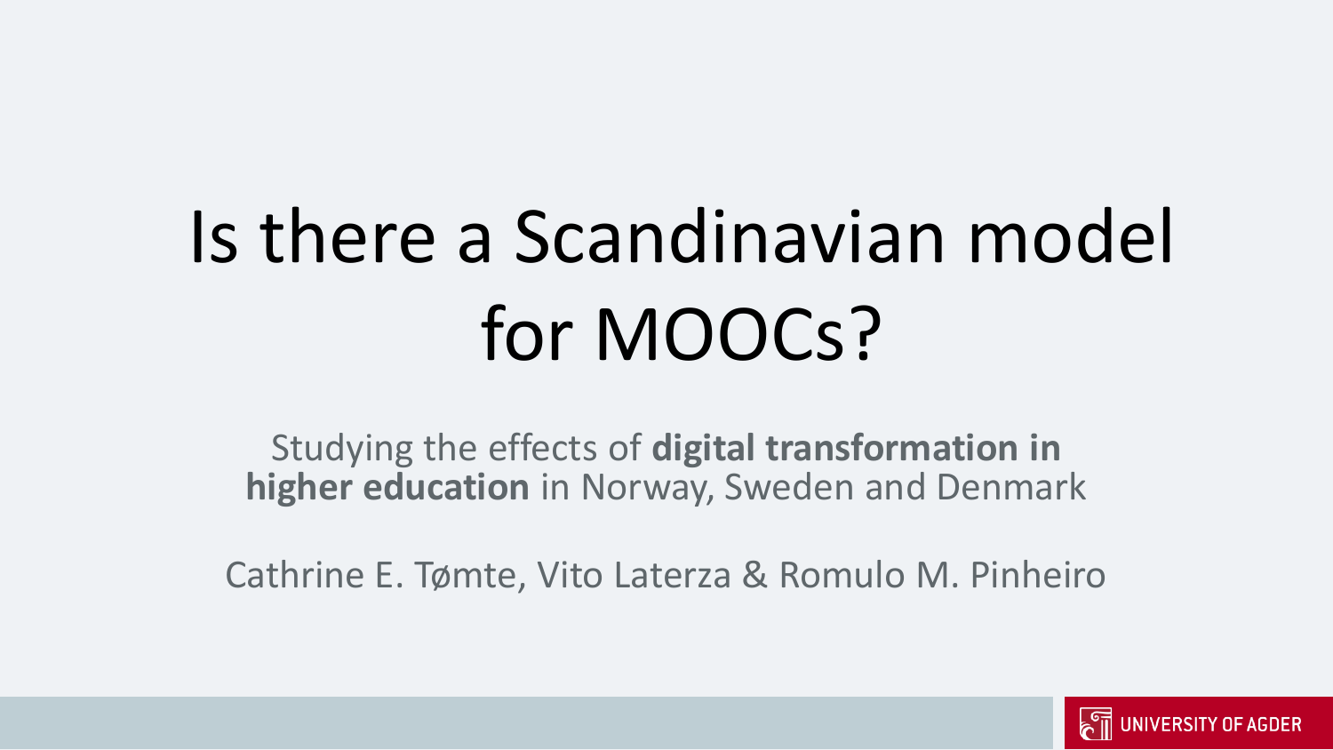# Is there a Scandinavian model for MOOCs?

Studying the effects of **digital transformation in higher education** in Norway, Sweden and Denmark

Cathrine E. Tømte, Vito Laterza & Romulo M. Pinheiro

UNIVERSITY OF AGDER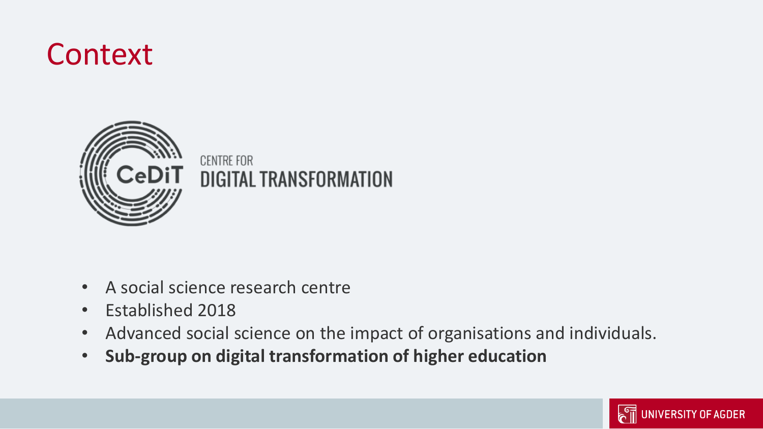# Context

CeDiT

CENTRE FOR
DIGITAL TRANSFORMATION

- A social science research centre
- Established 2018
- Advanced social science on the impact of organisations and individuals.
- **Sub-group on digital transformation of higher education**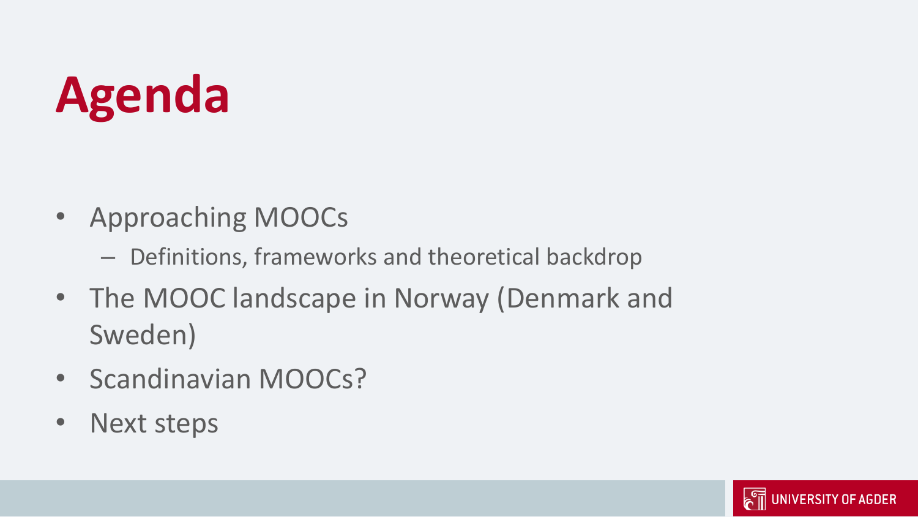# Agenda

- Approaching MOOCs
  - Definitions, frameworks and theoretical backdrop
- The MOOC landscape in Norway (Denmark and Sweden)
- Scandinavian MOOCs?
- Next steps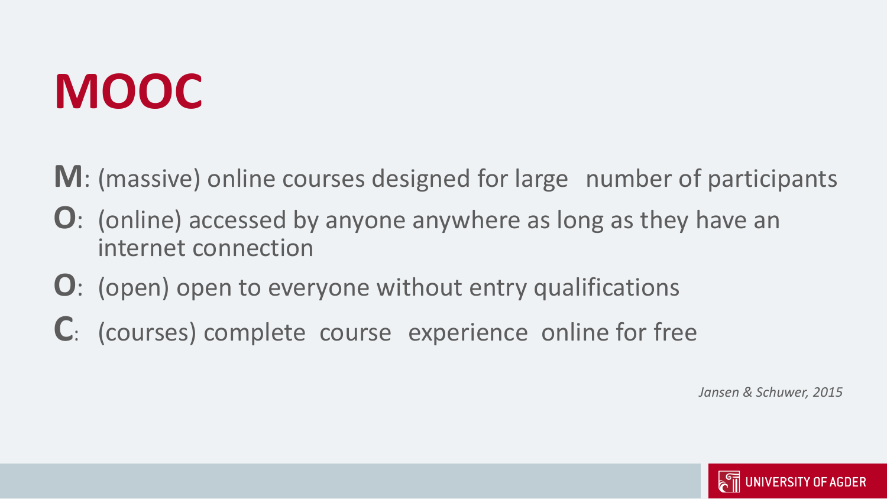# MOOC

**M**: (massive) online courses designed for large number of participants

**O**: (online) accessed by anyone anywhere as long as they have an internet connection

**O**: (open) open to everyone without entry qualifications

**C**: (courses) complete course experience online for free

*Jansen & Schuwer, 2015*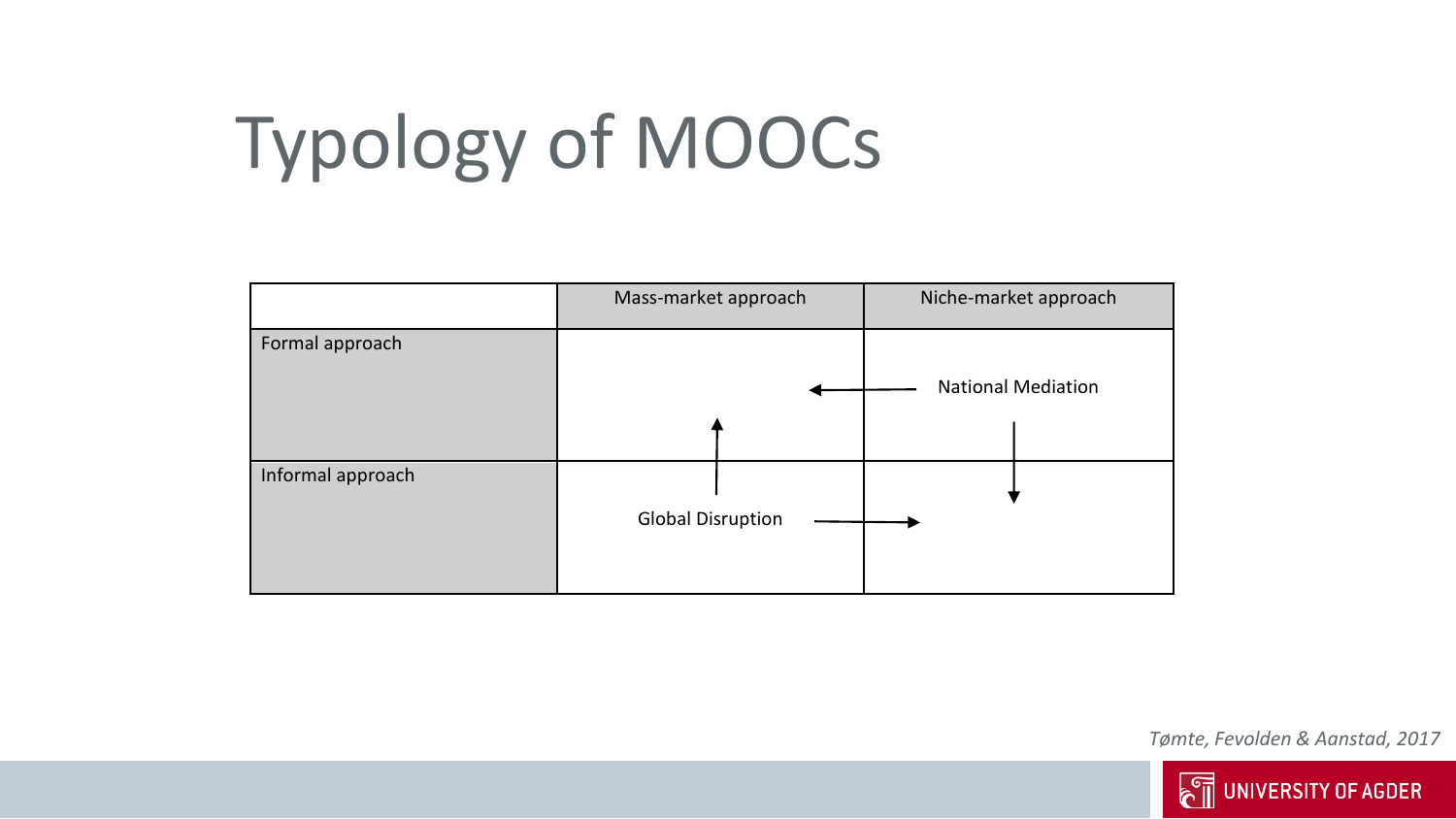# Typology of MOOCs

| | Mass-market approach | Niche-market approach |
|---|---|---|
| Formal approach | | National Mediation |
| Informal approach | Global Disruption | |

*Tømte, Fevolden & Aanstad, 2017*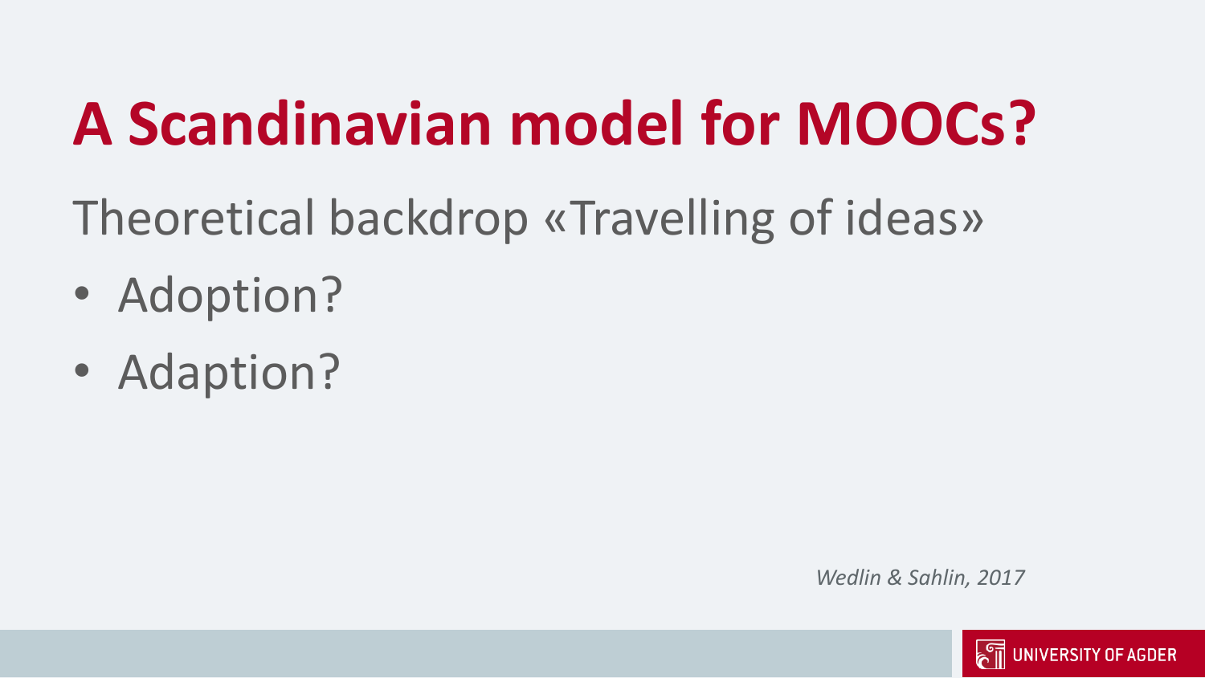# A Scandinavian model for MOOCs?

Theoretical backdrop «Travelling of ideas»

- Adoption?
- Adaption?

*Wedlin & Sahlin, 2017*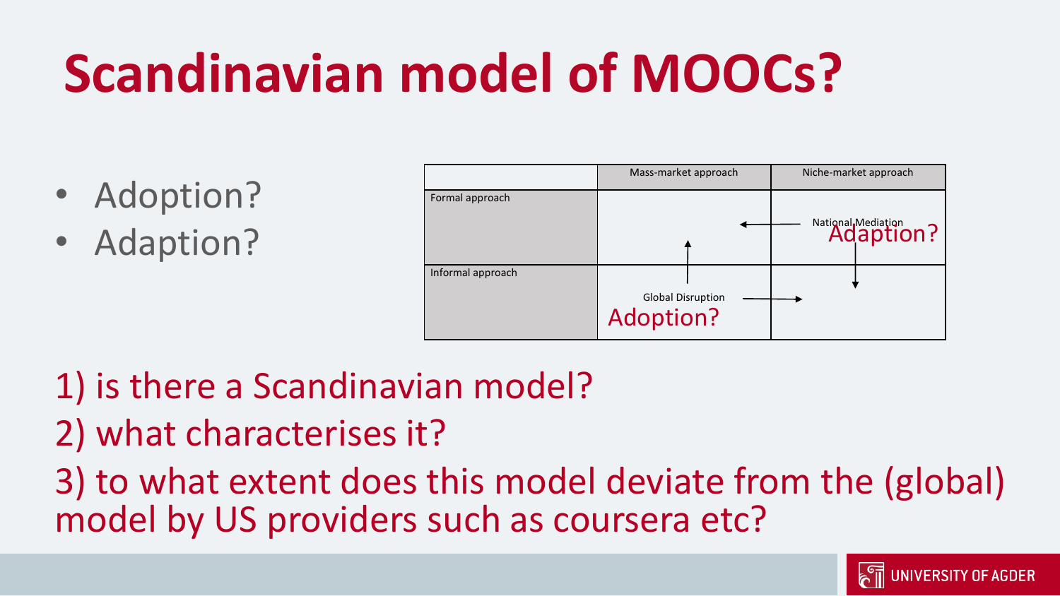# Scandinavian model of MOOCs?

- Adoption?
- Adaption?

| | Mass-market approach | Niche-market approach |
|---|---|---|
| Formal approach | | National Mediation Adaption? |
| Informal approach | Global Disruption Adoption? | |

1) is there a Scandinavian model?

2) what characterises it?

3) to what extent does this model deviate from the (global) model by US providers such as coursera etc?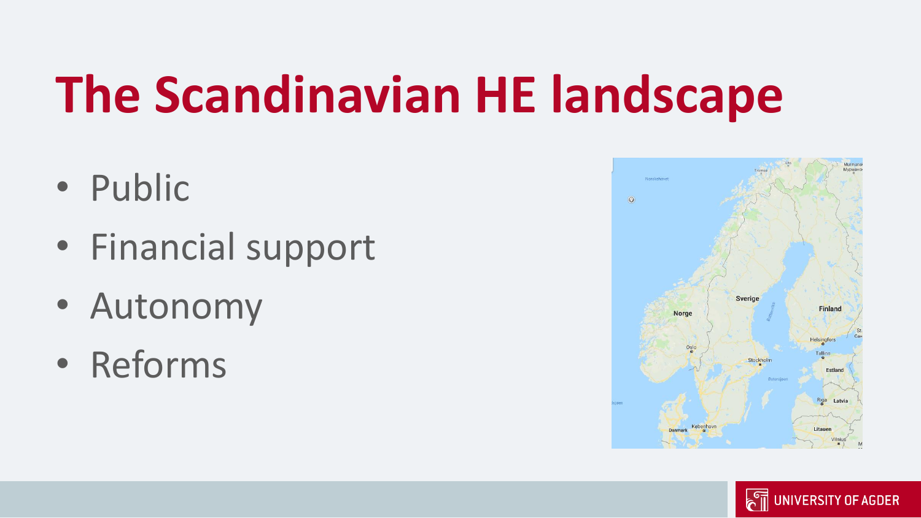# The Scandinavian HE landscape

- Public
- Financial support
- Autonomy
- Reforms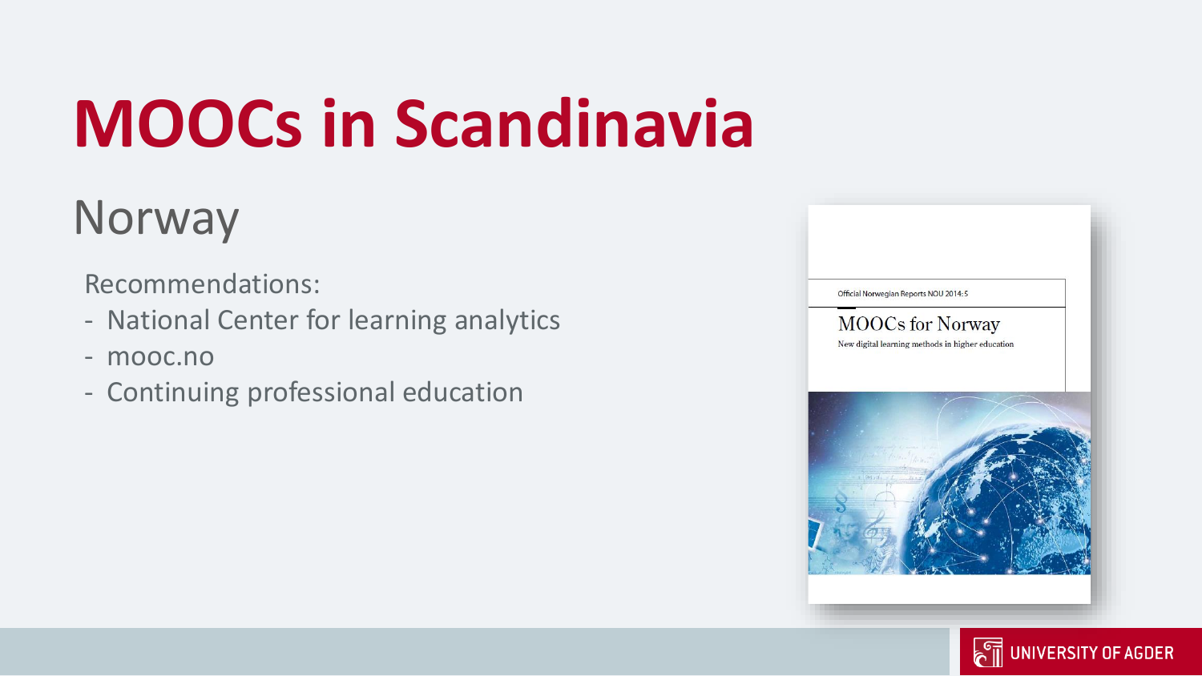# MOOCs in Scandinavia

## Norway

Recommendations:

- National Center for learning analytics
- mooc.no
- Continuing professional education

Official Norwegian Reports NOU 2014:5

MOOCs for Norway

New digital learning methods in higher education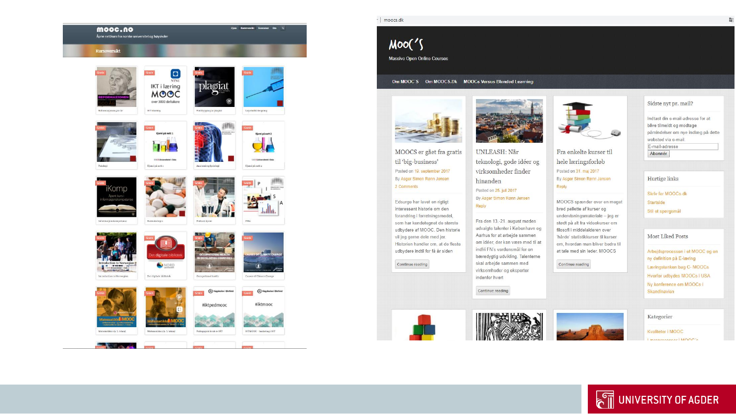**mooc.no**

Åpne nettkurs fra norske universitet og høyskoler

Hjem | Kursoversikt | Ressurser | Om

Kursoversikt

---

moocs.dk

# MooC'S

Massive Open Online Courses

Om MOOC'S | Om MOOCS.Dk | MOOCs Versus Blended Learning

### MOOCS er gået fra gratis til 'big-business'

Posted on 19. september 2017
By Asger Simon Rønn Jensen
2 Comments

Edsurge har lavet en rigtigt interessant historie om den forandring i forretningsmodel, som har kendetegnet de største udbydere af MOOC. Den historie vil jeg gerne dele med jer. Historien handler om, at de fleste udbydere indtil for få år siden

Continue reading

### UNLEASH: Når teknologi, gode idéer og virksomheder finder hinanden

Posted on 25. juli 2017
By Asger Simon Rønn Jensen
Reply

Fra den 13.-21. august mødes udvalgte talenter i København og Aarhus for at arbejde sammen om idéer, der kan være med til at indfri FN's verdensmål for en bæredygtig udvikling. Talenterne skal arbejde sammen med virksomheder og eksperter indenfor hvert

Continue reading

### Fra enkelte kurser til hele læringsforløb

Posted on 31. maj 2017
By Asger Simon Rønn Jensen
Reply

MOOCS spænder over en meget bred pallette af kurser og undervisningsmateriale – jeg er stødt på alt fra videokurser om filosofi i middelalderen over 'hårde' statistikkurser til kurser om, hvordan man bliver bedre til at tale med sin leder. MOOCS

Continue reading

### Sidste nyt pr. mail?

Indtast din e-mail-adresse for at blive tilmeldt og modtage påmindelser om nye indlæg på dette websted via e-mail.

E-mail-adresse

Abonnér

### Hurtige links

- Skriv for MOOCs.dk
- Startside
- Stil et spørgsmål

### Most Liked Posts

- Arbejdsprocessen i et MOOC og en ny definition på E-læring
- Læringstanken bag C- MOOCs
- Hvorfor udbydes MOOCs i USA
- Ny konference om MOOCs i Skandinavien

### Kategorier

- Kvaliteter i MOOC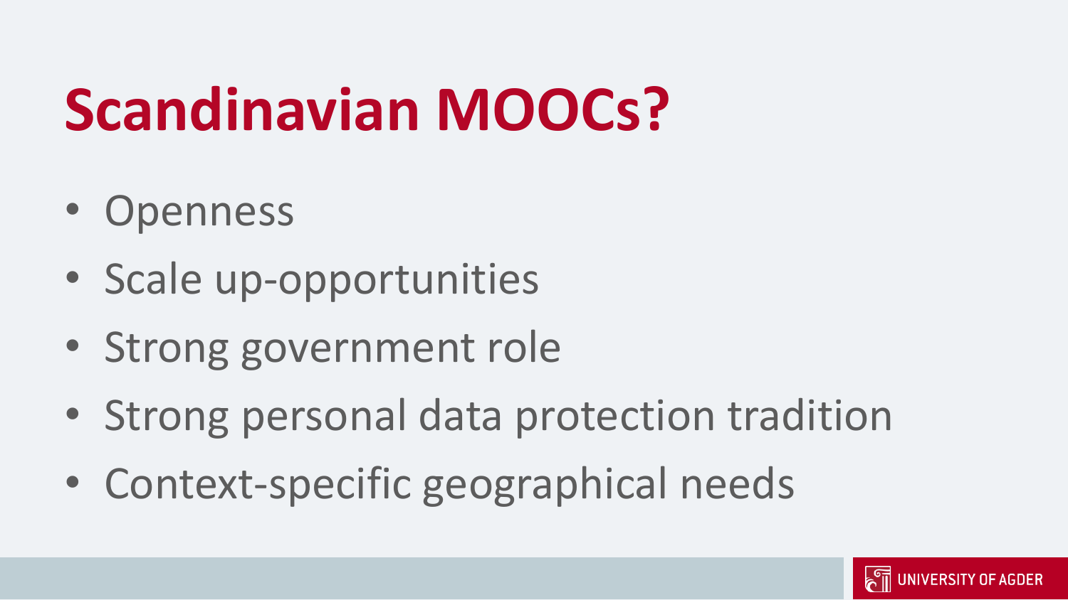# Scandinavian MOOCs?

- Openness
- Scale up-opportunities
- Strong government role
- Strong personal data protection tradition
- Context-specific geographical needs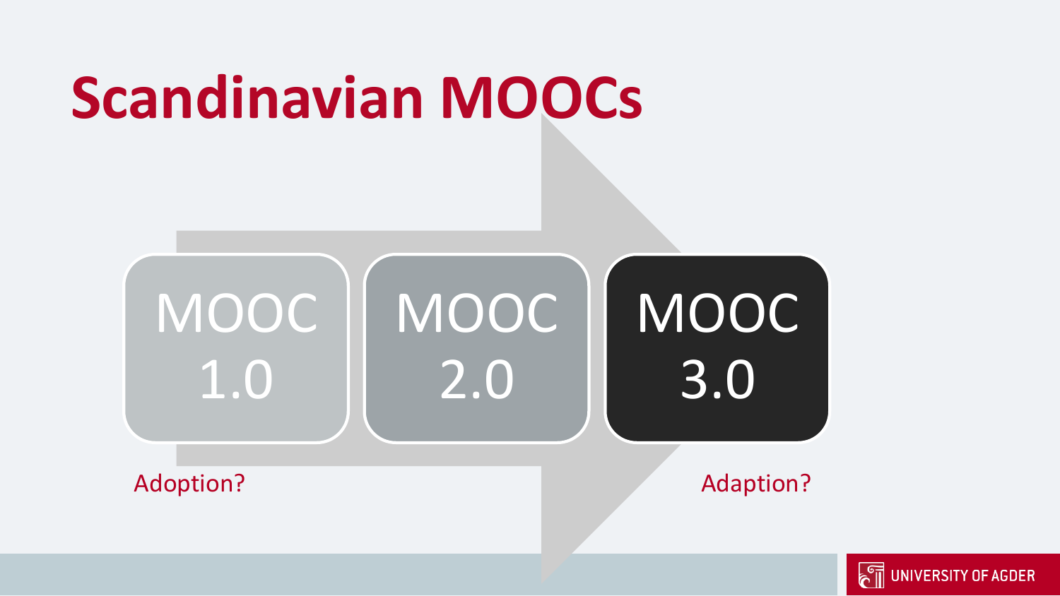# Scandinavian MOOCs

MOOC 1.0

MOOC 2.0

MOOC 3.0

Adoption?

Adaption?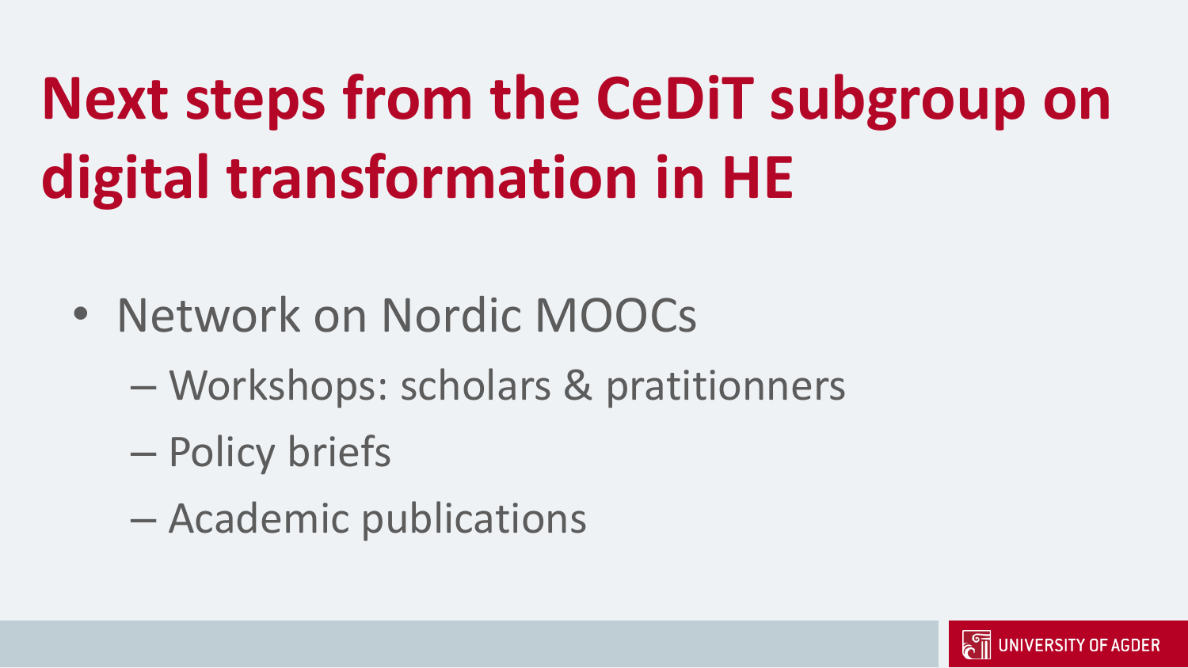# Next steps from the CeDiT subgroup on digital transformation in HE

- Network on Nordic MOOCs
  - Workshops: scholars & pratitionners
  - Policy briefs
  - Academic publications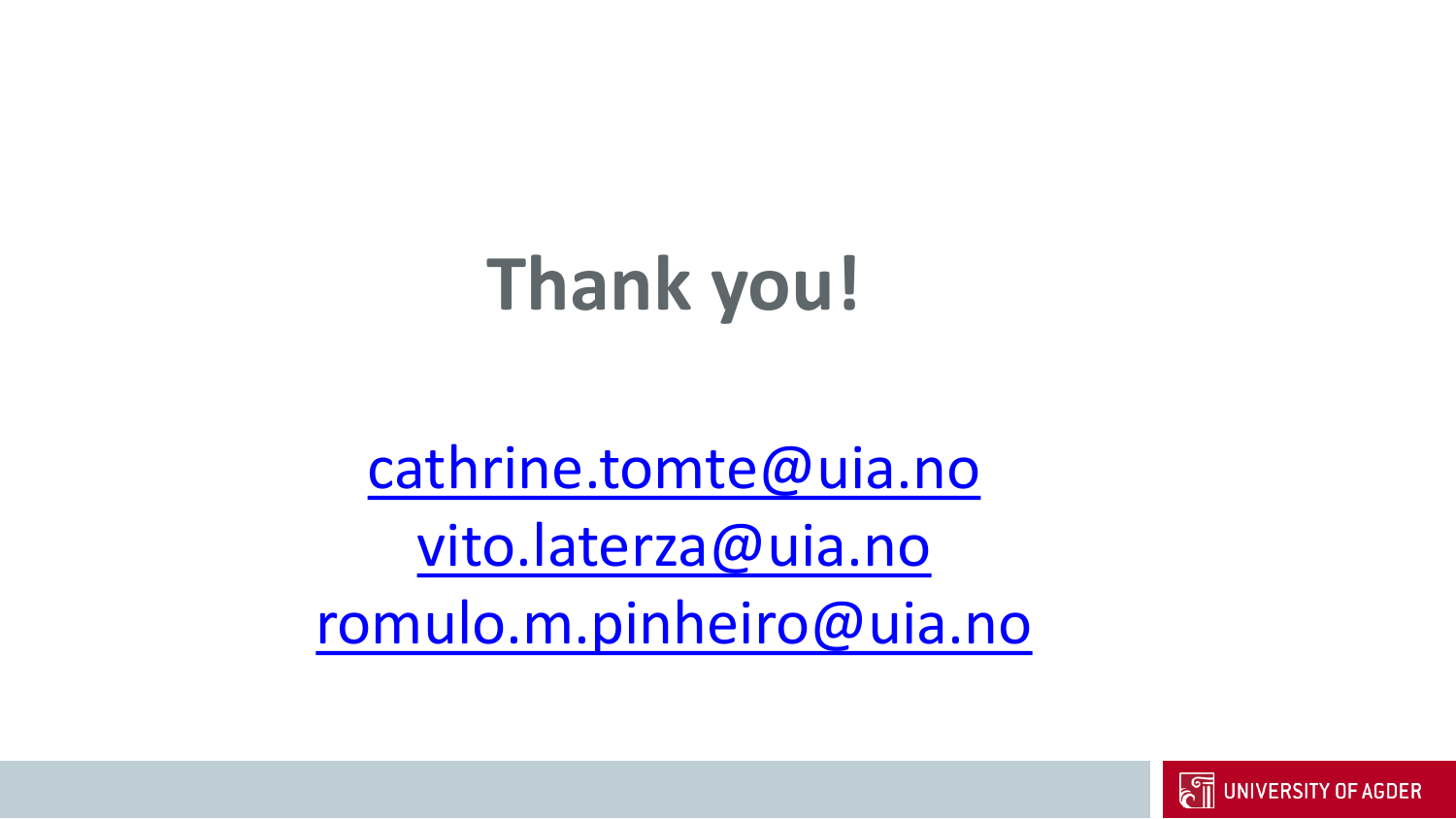# Thank you!

cathrine.tomte@uia.no
vito.laterza@uia.no
romulo.m.pinheiro@uia.no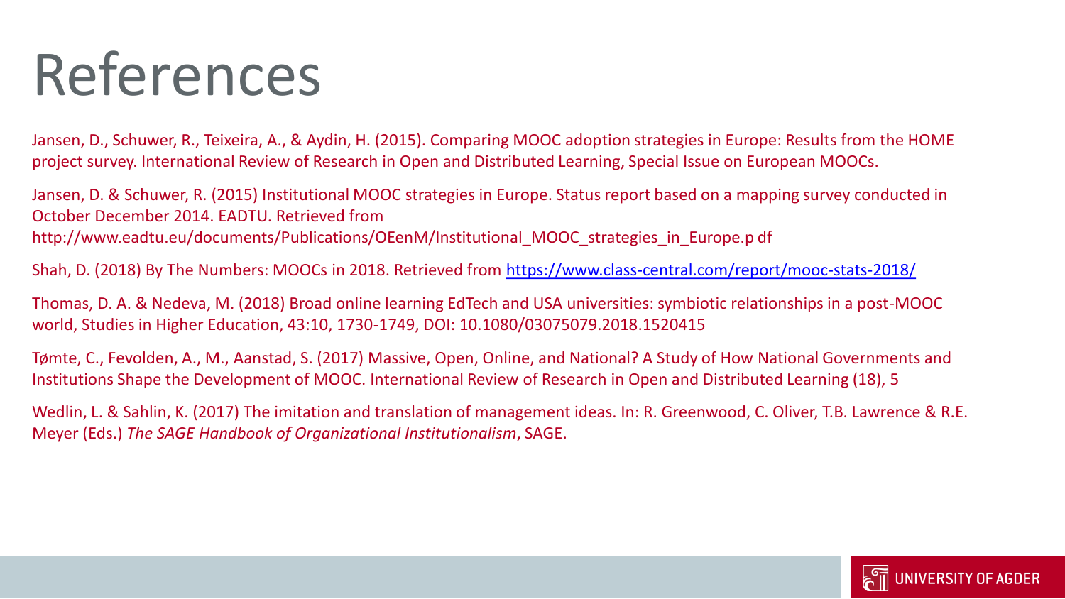# References

Jansen, D., Schuwer, R., Teixeira, A., & Aydin, H. (2015). Comparing MOOC adoption strategies in Europe: Results from the HOME project survey. International Review of Research in Open and Distributed Learning, Special Issue on European MOOCs.

Jansen, D. & Schuwer, R. (2015) Institutional MOOC strategies in Europe. Status report based on a mapping survey conducted in October December 2014. EADTU. Retrieved from http://www.eadtu.eu/documents/Publications/OEenM/Institutional_MOOC_strategies_in_Europe.p df

Shah, D. (2018) By The Numbers: MOOCs in 2018. Retrieved from https://www.class-central.com/report/mooc-stats-2018/

Thomas, D. A. & Nedeva, M. (2018) Broad online learning EdTech and USA universities: symbiotic relationships in a post-MOOC world, Studies in Higher Education, 43:10, 1730-1749, DOI: 10.1080/03075079.2018.1520415

Tømte, C., Fevolden, A., M., Aanstad, S. (2017) Massive, Open, Online, and National? A Study of How National Governments and Institutions Shape the Development of MOOC. International Review of Research in Open and Distributed Learning (18), 5

Wedlin, L. & Sahlin, K. (2017) The imitation and translation of management ideas. In: R. Greenwood, C. Oliver, T.B. Lawrence & R.E. Meyer (Eds.) *The SAGE Handbook of Organizational Institutionalism*, SAGE.